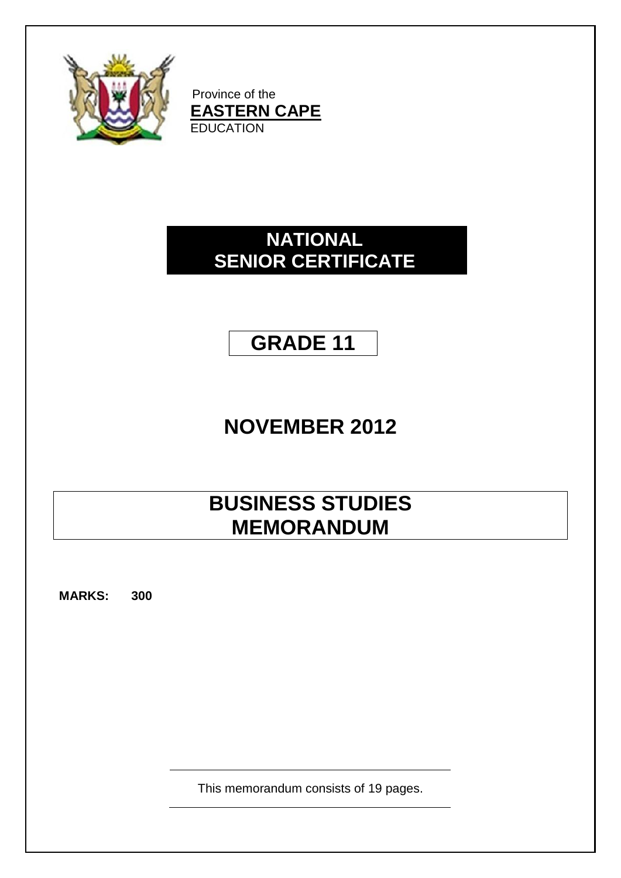Province of the
**EASTERN CAPE**
EDUCATION

# NATIONAL SENIOR CERTIFICATE

# GRADE 11

# NOVEMBER 2012

# BUSINESS STUDIES MEMORANDUM

**MARKS: 300**

This memorandum consists of 19 pages.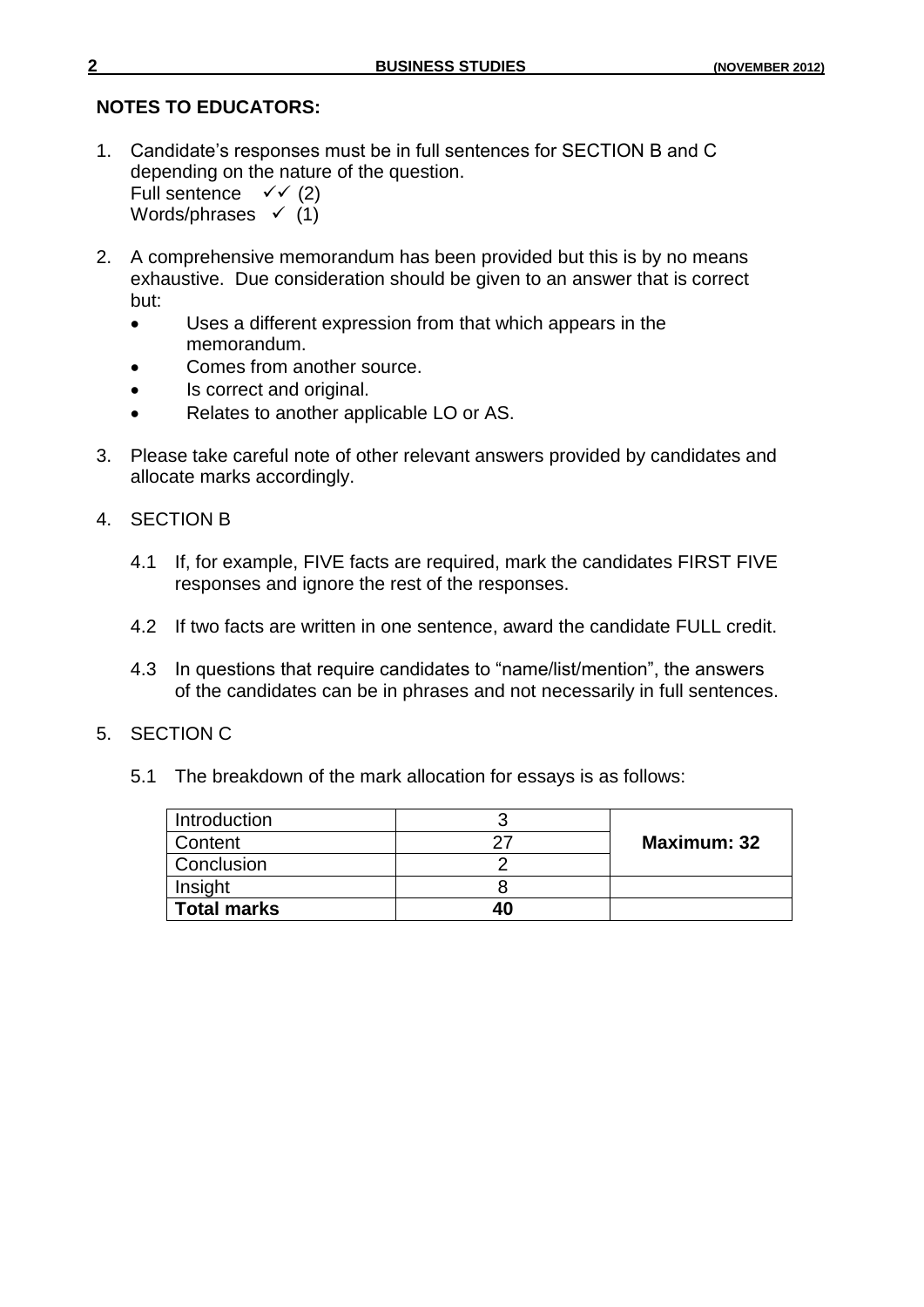**NOTES TO EDUCATORS:**

1. Candidate's responses must be in full sentences for SECTION B and C depending on the nature of the question.
   Full sentence ✓✓ (2)
   Words/phrases ✓ (1)

2. A comprehensive memorandum has been provided but this is by no means exhaustive. Due consideration should be given to an answer that is correct but:
   - Uses a different expression from that which appears in the memorandum.
   - Comes from another source.
   - Is correct and original.
   - Relates to another applicable LO or AS.

3. Please take careful note of other relevant answers provided by candidates and allocate marks accordingly.

4. SECTION B

   4.1 If, for example, FIVE facts are required, mark the candidates FIRST FIVE responses and ignore the rest of the responses.

   4.2 If two facts are written in one sentence, award the candidate FULL credit.

   4.3 In questions that require candidates to "name/list/mention", the answers of the candidates can be in phrases and not necessarily in full sentences.

5. SECTION C

   5.1 The breakdown of the mark allocation for essays is as follows:

| | | |
|---|---|---|
| Introduction | 3 | **Maximum: 32** |
| Content | 27 | |
| Conclusion | 2 | |
| Insight | 8 | |
| **Total marks** | **40** | |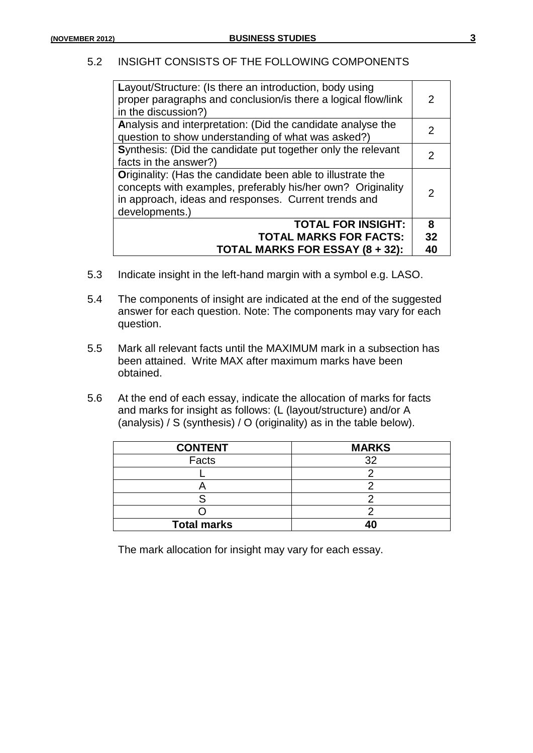5.2 INSIGHT CONSISTS OF THE FOLLOWING COMPONENTS

| | |
|---|---|
| **L**ayout/Structure: (Is there an introduction, body using proper paragraphs and conclusion/is there a logical flow/link in the discussion?) | 2 |
| **A**nalysis and interpretation: (Did the candidate analyse the question to show understanding of what was asked?) | 2 |
| **S**ynthesis: (Did the candidate put together only the relevant facts in the answer?) | 2 |
| **O**riginality: (Has the candidate been able to illustrate the concepts with examples, preferably his/her own? Originality in approach, ideas and responses. Current trends and developments.) | 2 |
| **TOTAL FOR INSIGHT:** | **8** |
| **TOTAL MARKS FOR FACTS:** | **32** |
| **TOTAL MARKS FOR ESSAY (8 + 32):** | **40** |

5.3 Indicate insight in the left-hand margin with a symbol e.g. LASO.

5.4 The components of insight are indicated at the end of the suggested answer for each question. Note: The components may vary for each question.

5.5 Mark all relevant facts until the MAXIMUM mark in a subsection has been attained. Write MAX after maximum marks have been obtained.

5.6 At the end of each essay, indicate the allocation of marks for facts and marks for insight as follows: (L (layout/structure) and/or A (analysis) / S (synthesis) / O (originality) as in the table below).

| **CONTENT** | **MARKS** |
|---|---|
| Facts | 32 |
| L | 2 |
| A | 2 |
| S | 2 |
| O | 2 |
| **Total marks** | **40** |

The mark allocation for insight may vary for each essay.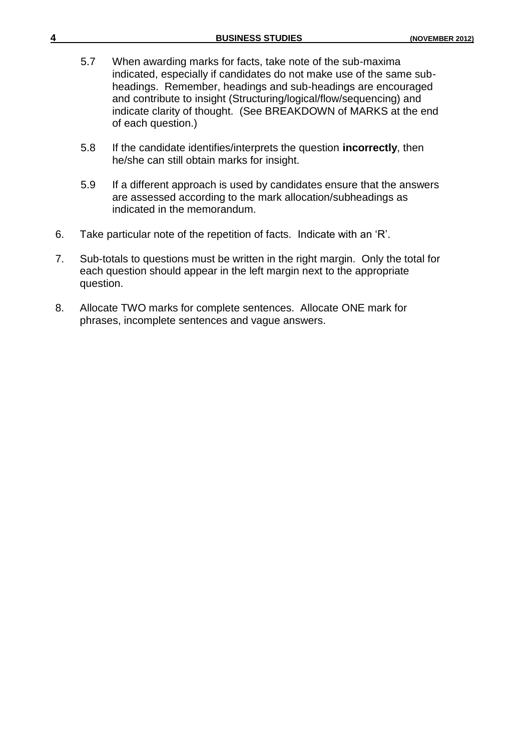5.7 When awarding marks for facts, take note of the sub-maxima indicated, especially if candidates do not make use of the same sub-headings. Remember, headings and sub-headings are encouraged and contribute to insight (Structuring/logical/flow/sequencing) and indicate clarity of thought. (See BREAKDOWN of MARKS at the end of each question.)

5.8 If the candidate identifies/interprets the question **incorrectly**, then he/she can still obtain marks for insight.

5.9 If a different approach is used by candidates ensure that the answers are assessed according to the mark allocation/subheadings as indicated in the memorandum.

6. Take particular note of the repetition of facts. Indicate with an 'R'.

7. Sub-totals to questions must be written in the right margin. Only the total for each question should appear in the left margin next to the appropriate question.

8. Allocate TWO marks for complete sentences. Allocate ONE mark for phrases, incomplete sentences and vague answers.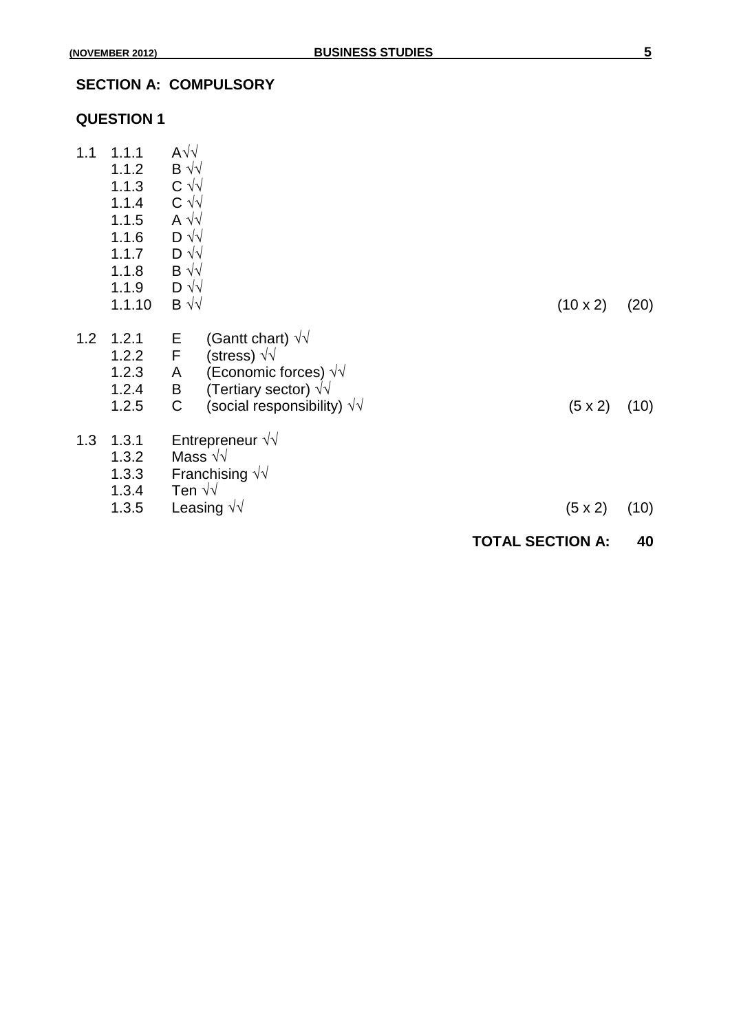## SECTION A: COMPULSORY

### QUESTION 1

| | | | | | |
|---|---|---|---|---|---|
| 1.1 | 1.1.1 | A√√ | | | |
| | 1.1.2 | B √√ | | | |
| | 1.1.3 | C √√ | | | |
| | 1.1.4 | C √√ | | | |
| | 1.1.5 | A √√ | | | |
| | 1.1.6 | D √√ | | | |
| | 1.1.7 | D √√ | | | |
| | 1.1.8 | B √√ | | | |
| | 1.1.9 | D √√ | | | |
| | 1.1.10 | B √√ | | (10 x 2) | (20) |
| 1.2 | 1.2.1 | E | (Gantt chart) √√ | | |
| | 1.2.2 | F | (stress) √√ | | |
| | 1.2.3 | A | (Economic forces) √√ | | |
| | 1.2.4 | B | (Tertiary sector) √√ | | |
| | 1.2.5 | C | (social responsibility) √√ | (5 x 2) | (10) |
| 1.3 | 1.3.1 | Entrepreneur √√ | | | |
| | 1.3.2 | Mass √√ | | | |
| | 1.3.3 | Franchising √√ | | | |
| | 1.3.4 | Ten √√ | | | |
| | 1.3.5 | Leasing √√ | | (5 x 2) | (10) |

**TOTAL SECTION A: 40**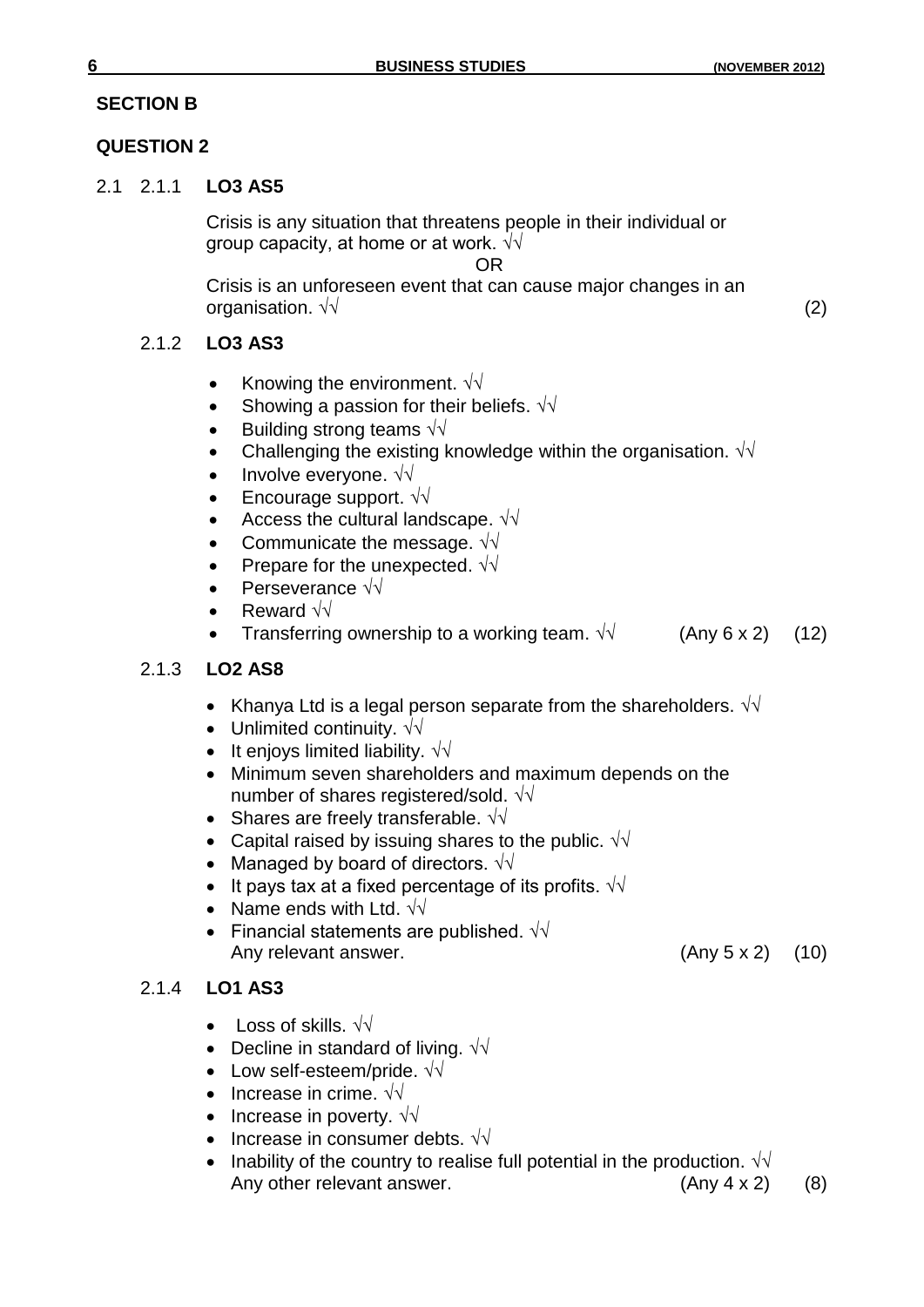## SECTION B

## QUESTION 2

2.1 2.1.1 **LO3 AS5**

Crisis is any situation that threatens people in their individual or group capacity, at home or at work. √√

OR

Crisis is an unforeseen event that can cause major changes in an organisation. √√ (2)

2.1.2 **LO3 AS3**

- Knowing the environment. √√
- Showing a passion for their beliefs. √√
- Building strong teams √√
- Challenging the existing knowledge within the organisation. √√
- Involve everyone. √√
- Encourage support. √√
- Access the cultural landscape. √√
- Communicate the message. √√
- Prepare for the unexpected. √√
- Perseverance √√
- Reward √√
- Transferring ownership to a working team. √√ (Any 6 x 2) (12)

2.1.3 **LO2 AS8**

- Khanya Ltd is a legal person separate from the shareholders. √√
- Unlimited continuity. √√
- It enjoys limited liability. √√
- Minimum seven shareholders and maximum depends on the number of shares registered/sold. √√
- Shares are freely transferable. √√
- Capital raised by issuing shares to the public. √√
- Managed by board of directors. √√
- It pays tax at a fixed percentage of its profits. √√
- Name ends with Ltd. √√
- Financial statements are published. √√
  Any relevant answer. (Any 5 x 2) (10)

2.1.4 **LO1 AS3**

- Loss of skills. √√
- Decline in standard of living. √√
- Low self-esteem/pride. √√
- Increase in crime. √√
- Increase in poverty. √√
- Increase in consumer debts. √√
- Inability of the country to realise full potential in the production. √√
  Any other relevant answer. (Any 4 x 2) (8)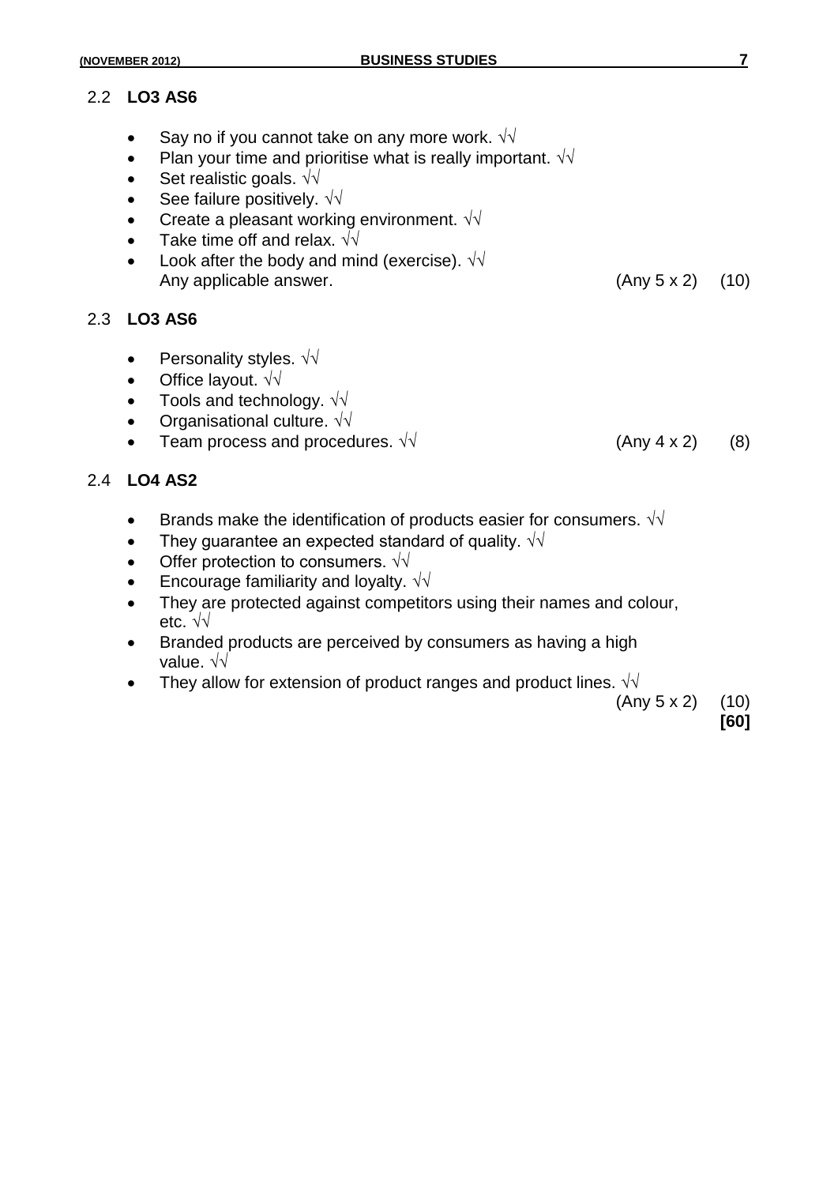### 2.2 LO3 AS6

- Say no if you cannot take on any more work. √√
- Plan your time and prioritise what is really important. √√
- Set realistic goals. √√
- See failure positively. √√
- Create a pleasant working environment. √√
- Take time off and relax. √√
- Look after the body and mind (exercise). √√
  Any applicable answer. (Any 5 x 2) (10)

### 2.3 LO3 AS6

- Personality styles. √√
- Office layout. √√
- Tools and technology. √√
- Organisational culture. √√
- Team process and procedures. √√ (Any 4 x 2) (8)

### 2.4 LO4 AS2

- Brands make the identification of products easier for consumers. √√
- They guarantee an expected standard of quality. √√
- Offer protection to consumers. √√
- Encourage familiarity and loyalty. √√
- They are protected against competitors using their names and colour, etc. √√
- Branded products are perceived by consumers as having a high value. √√
- They allow for extension of product ranges and product lines. √√

(Any 5 x 2) (10)

**[60]**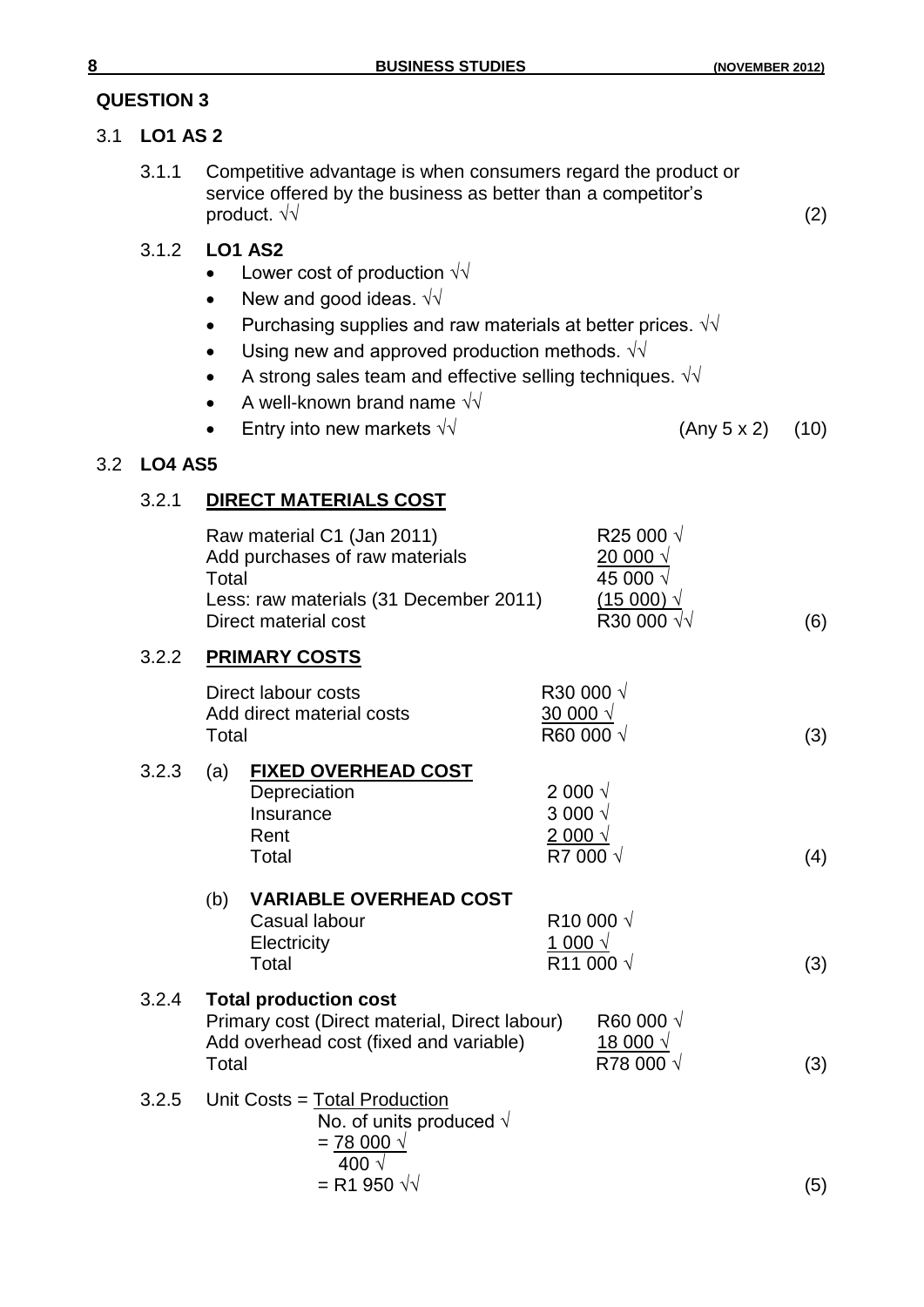## QUESTION 3

### 3.1 LO1 AS 2

3.1.1 Competitive advantage is when consumers regard the product or service offered by the business as better than a competitor's product. √√ (2)

3.1.2 **LO1 AS2**

- Lower cost of production √√
- New and good ideas. √√
- Purchasing supplies and raw materials at better prices. √√
- Using new and approved production methods. √√
- A strong sales team and effective selling techniques. √√
- A well-known brand name √√
- Entry into new markets √√ (Any 5 x 2) (10)

### 3.2 LO4 AS5

3.2.1 **<u>DIRECT MATERIALS COST</u>**

| | |
|---|---|
| Raw material C1 (Jan 2011) | R25 000 √ |
| Add purchases of raw materials | 20 000 √ |
| Total | 45 000 √ |
| Less: raw materials (31 December 2011) | (15 000) √ |
| Direct material cost | R30 000 √√ |

(6)

3.2.2 **<u>PRIMARY COSTS</u>**

| | |
|---|---|
| Direct labour costs | R30 000 √ |
| Add direct material costs | 30 000 √ |
| Total | R60 000 √ |

(3)

3.2.3 (a) **<u>FIXED OVERHEAD COST</u>**

| | |
|---|---|
| Depreciation | 2 000 √ |
| Insurance | 3 000 √ |
| Rent | 2 000 √ |
| Total | R7 000 √ |

(4)

(b) **VARIABLE OVERHEAD COST**

| | |
|---|---|
| Casual labour | R10 000 √ |
| Electricity | 1 000 √ |
| Total | R11 000 √ |

(3)

3.2.4 **Total production cost**

| | |
|---|---|
| Primary cost (Direct material, Direct labour) | R60 000 √ |
| Add overhead cost (fixed and variable) | 18 000 √ |
| Total | R78 000 √ |

(3)

3.2.5 Unit Costs = $\frac{\text{Total Production}}{\text{No. of units produced}}$ √

$= \frac{78\ 000}{400}$ √ √

= R1 950 √√ (5)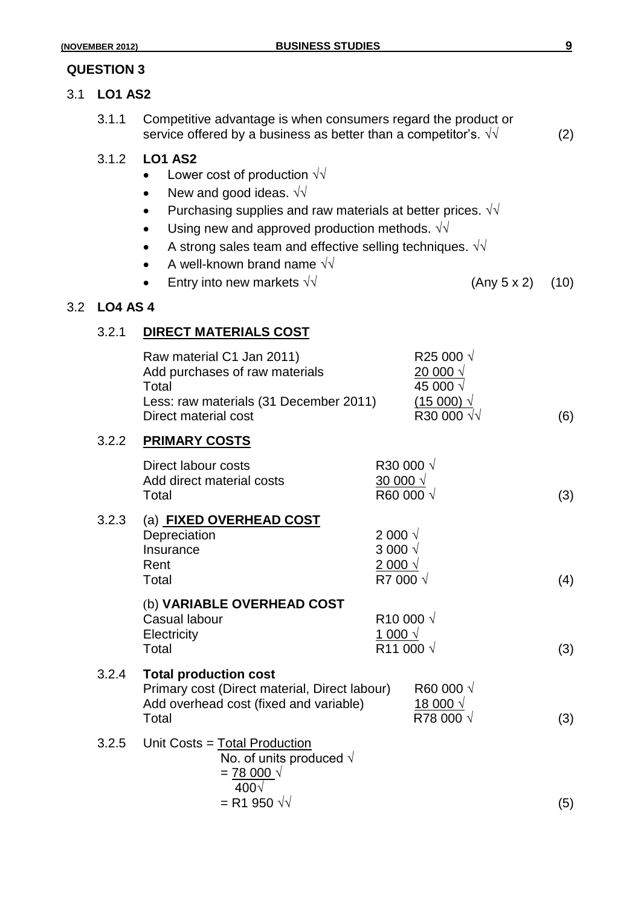## QUESTION 3

### 3.1 LO1 AS2

3.1.1 Competitive advantage is when consumers regard the product or service offered by a business as better than a competitor's. √√ (2)

3.1.2 **LO1 AS2**

- Lower cost of production √√
- New and good ideas. √√
- Purchasing supplies and raw materials at better prices. √√
- Using new and approved production methods. √√
- A strong sales team and effective selling techniques. √√
- A well-known brand name √√
- Entry into new markets √√ (Any 5 x 2) (10)

### 3.2 LO4 AS 4

3.2.1 **DIRECT MATERIALS COST**

| | | |
|---|---|---|
| Raw material C1 Jan 2011) | R25 000 √ | |
| Add purchases of raw materials | 20 000 √ | |
| Total | 45 000 √ | |
| Less: raw materials (31 December 2011) | (15 000) √ | |
| Direct material cost | R30 000 √√ | (6) |

3.2.2 **PRIMARY COSTS**

| | | |
|---|---|---|
| Direct labour costs | R30 000 √ | |
| Add direct material costs | 30 000 √ | |
| Total | R60 000 √ | (3) |

3.2.3 (a) **FIXED OVERHEAD COST**

| | | |
|---|---|---|
| Depreciation | 2 000 √ | |
| Insurance | 3 000 √ | |
| Rent | 2 000 √ | |
| Total | R7 000 √ | (4) |

(b) **VARIABLE OVERHEAD COST**

| | | |
|---|---|---|
| Casual labour | R10 000 √ | |
| Electricity | 1 000 √ | |
| Total | R11 000 √ | (3) |

3.2.4 **Total production cost**

| | | |
|---|---|---|
| Primary cost (Direct material, Direct labour) | R60 000 √ | |
| Add overhead cost (fixed and variable) | 18 000 √ | |
| Total | R78 000 √ | (3) |

3.2.5 Unit Costs = $\frac{\text{Total Production}}{\text{No. of units produced}}$ √

$= \frac{78\ 000}{400}$ √ √

= R1 950 √√ (5)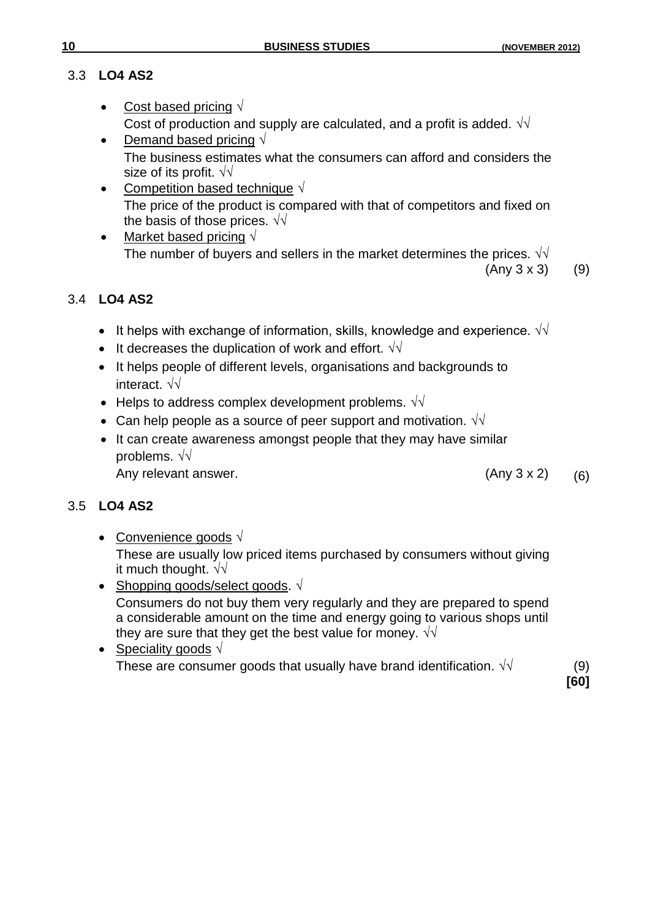3.3 **LO4 AS2**

- <u>Cost based pricing</u> √
  Cost of production and supply are calculated, and a profit is added. √√
- <u>Demand based pricing</u> √
  The business estimates what the consumers can afford and considers the size of its profit. √√
- <u>Competition based technique</u> √
  The price of the product is compared with that of competitors and fixed on the basis of those prices. √√
- <u>Market based pricing</u> √
  The number of buyers and sellers in the market determines the prices. √√

(Any 3 x 3) (9)

3.4 **LO4 AS2**

- It helps with exchange of information, skills, knowledge and experience. √√
- It decreases the duplication of work and effort. √√
- It helps people of different levels, organisations and backgrounds to interact. √√
- Helps to address complex development problems. √√
- Can help people as a source of peer support and motivation. √√
- It can create awareness amongst people that they may have similar problems. √√
  Any relevant answer. (Any 3 x 2) (6)

3.5 **LO4 AS2**

- <u>Convenience goods</u> √
  These are usually low priced items purchased by consumers without giving it much thought. √√
- <u>Shopping goods/select goods</u>. √
  Consumers do not buy them very regularly and they are prepared to spend a considerable amount on the time and energy going to various shops until they are sure that they get the best value for money. √√
- <u>Speciality goods</u> √
  These are consumer goods that usually have brand identification. √√ (9)

**[60]**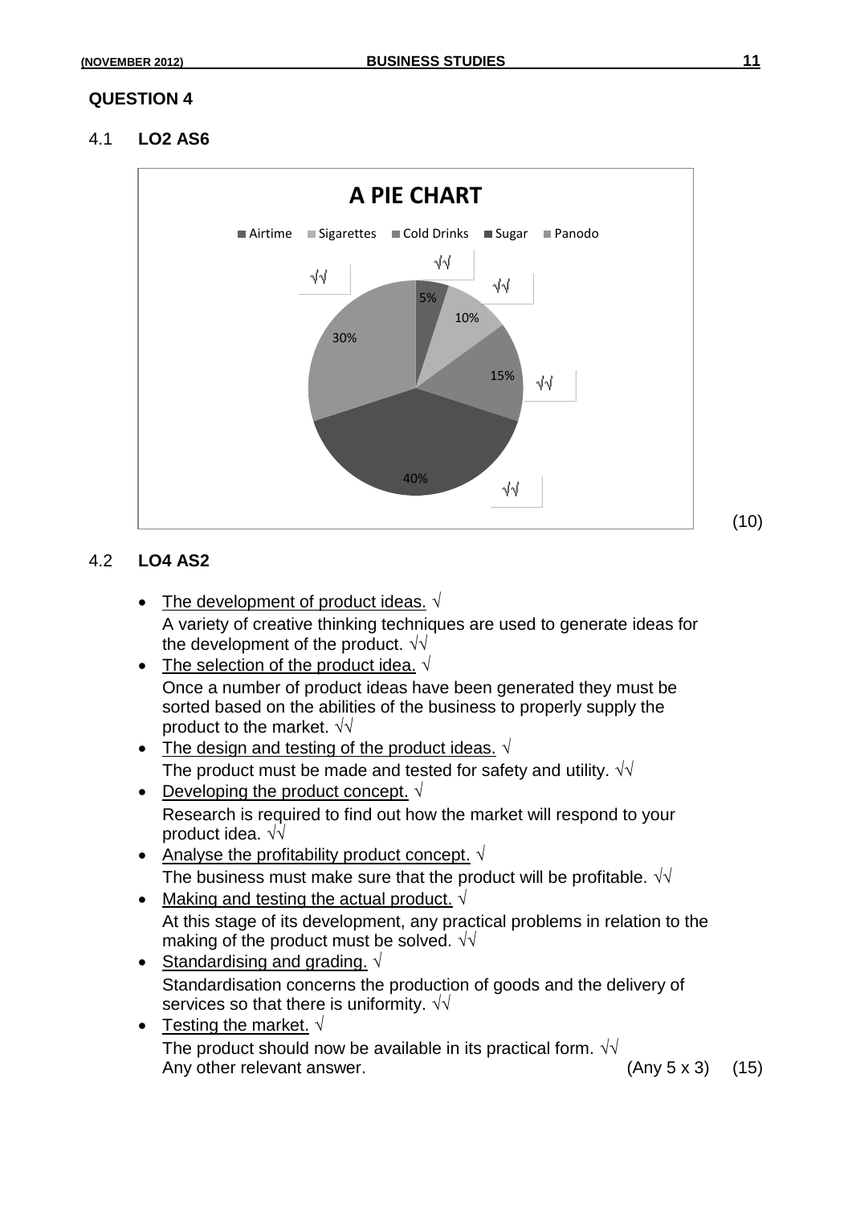## QUESTION 4

### 4.1 LO2 AS6

**A PIE CHART**

Airtime | Sigarettes | Cold Drinks | Sugar | Panodo

5% √√
10% √√
15% √√
40% √√
30% √√

(10)

### 4.2 LO4 AS2

- The development of product ideas. √
  A variety of creative thinking techniques are used to generate ideas for the development of the product. √√
- The selection of the product idea. √
  Once a number of product ideas have been generated they must be sorted based on the abilities of the business to properly supply the product to the market. √√
- The design and testing of the product ideas. √
  The product must be made and tested for safety and utility. √√
- Developing the product concept. √
  Research is required to find out how the market will respond to your product idea. √√
- Analyse the profitability product concept. √
  The business must make sure that the product will be profitable. √√
- Making and testing the actual product. √
  At this stage of its development, any practical problems in relation to the making of the product must be solved. √√
- Standardising and grading. √
  Standardisation concerns the production of goods and the delivery of services so that there is uniformity. √√
- Testing the market. √
  The product should now be available in its practical form. √√
  Any other relevant answer. (Any 5 x 3) (15)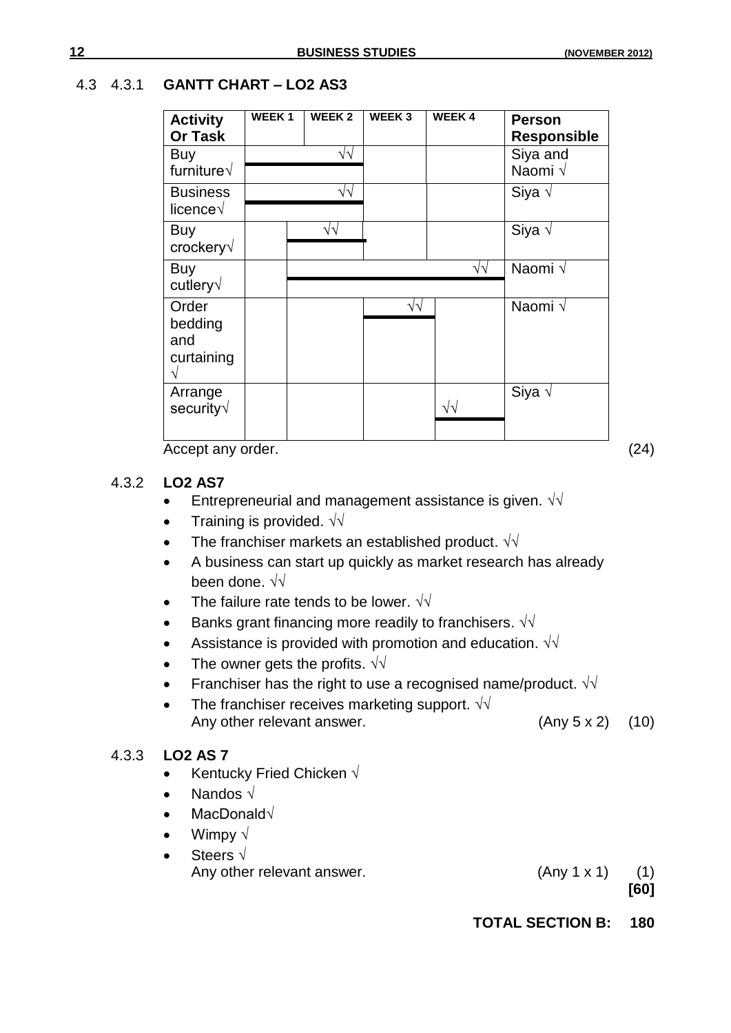4.3 4.3.1 **GANTT CHART – LO2 AS3**

| Activity Or Task | WEEK 1 | WEEK 2 | WEEK 3 | WEEK 4 | Person Responsible |
|---|---|---|---|---|---|
| Buy furniture√ | ▬▬ | ▬▬ √√ | | | Siya and Naomi √ |
| Business licence√ | ▬▬ | ▬▬ √√ | | | Siya √ |
| Buy crockery√ | | ▬▬ √√ | | | Siya √ |
| Buy cutlery√ | | ▬▬ | ▬▬ | ▬▬ √√ | Naomi √ |
| Order bedding and curtaining √ | | | ▬▬ √√ | | Naomi √ |
| Arrange security√ | | | | ▬▬ √√ | Siya √ |

Accept any order. (24)

4.3.2 **LO2 AS7**

- Entrepreneurial and management assistance is given. √√
- Training is provided. √√
- The franchiser markets an established product. √√
- A business can start up quickly as market research has already been done. √√
- The failure rate tends to be lower. √√
- Banks grant financing more readily to franchisers. √√
- Assistance is provided with promotion and education. √√
- The owner gets the profits. √√
- Franchiser has the right to use a recognised name/product. √√
- The franchiser receives marketing support. √√

Any other relevant answer. (Any 5 x 2) (10)

4.3.3 **LO2 AS 7**

- Kentucky Fried Chicken √
- Nandos √
- MacDonald√
- Wimpy √
- Steers √

Any other relevant answer. (Any 1 x 1) (1)

**[60]**

**TOTAL SECTION B: 180**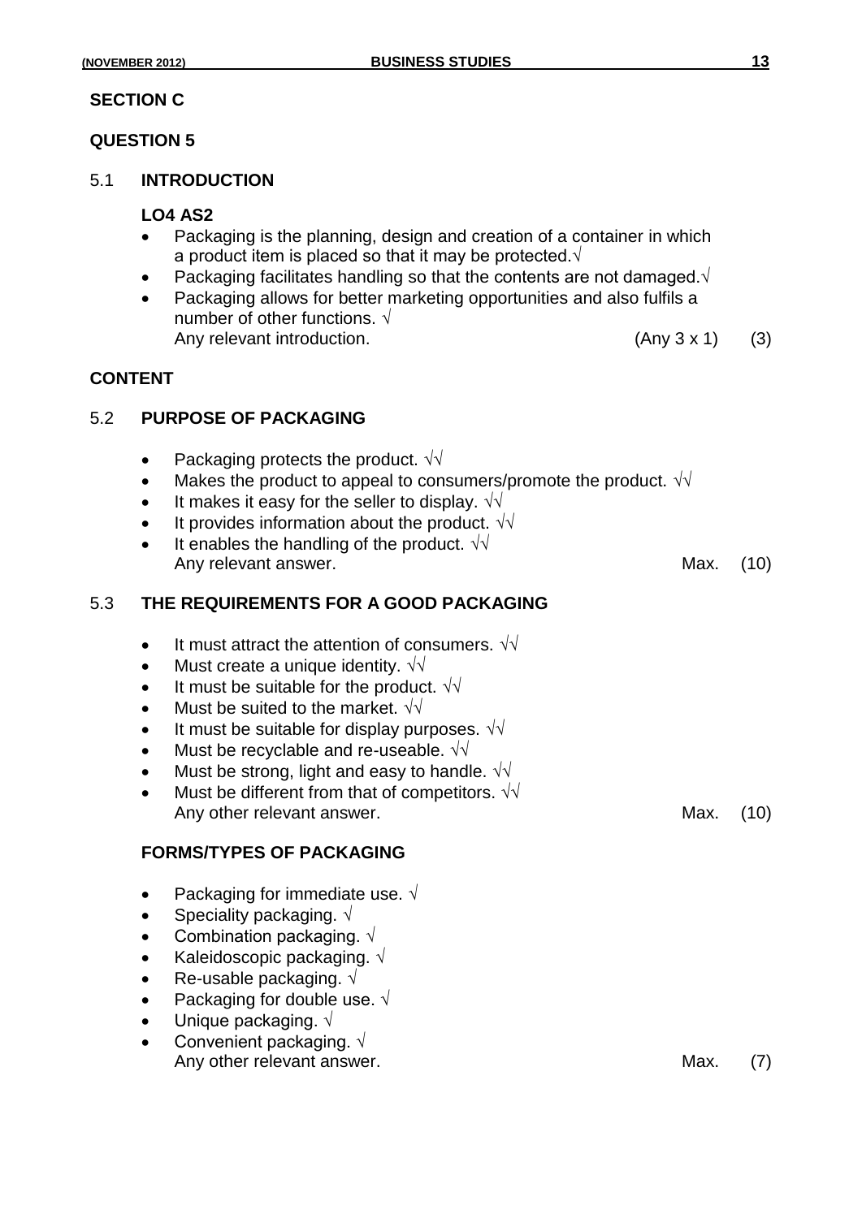## SECTION C

## QUESTION 5

### 5.1 INTRODUCTION

**LO4 AS2**

- Packaging is the planning, design and creation of a container in which a product item is placed so that it may be protected.√
- Packaging facilitates handling so that the contents are not damaged.√
- Packaging allows for better marketing opportunities and also fulfils a number of other functions. √

Any relevant introduction. (Any 3 x 1) (3)

## CONTENT

### 5.2 PURPOSE OF PACKAGING

- Packaging protects the product. √√
- Makes the product to appeal to consumers/promote the product. √√
- It makes it easy for the seller to display. √√
- It provides information about the product. √√
- It enables the handling of the product. √√

Any relevant answer. Max. (10)

### 5.3 THE REQUIREMENTS FOR A GOOD PACKAGING

- It must attract the attention of consumers. √√
- Must create a unique identity. √√
- It must be suitable for the product. √√
- Must be suited to the market. √√
- It must be suitable for display purposes. √√
- Must be recyclable and re-useable. √√
- Must be strong, light and easy to handle. √√
- Must be different from that of competitors. √√

Any other relevant answer. Max. (10)

### FORMS/TYPES OF PACKAGING

- Packaging for immediate use. √
- Speciality packaging. √
- Combination packaging. √
- Kaleidoscopic packaging. √
- Re-usable packaging. √
- Packaging for double use. √
- Unique packaging. √
- Convenient packaging. √

Any other relevant answer. Max. (7)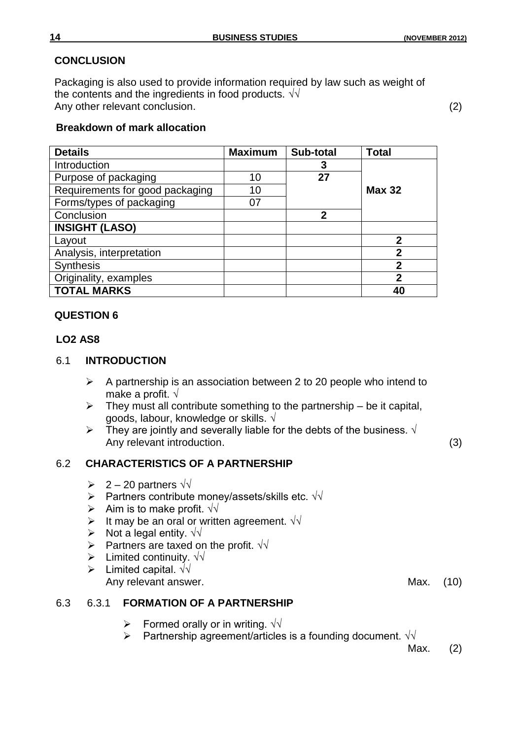**CONCLUSION**

Packaging is also used to provide information required by law such as weight of the contents and the ingredients in food products. √√
Any other relevant conclusion. (2)

**Breakdown of mark allocation**

| Details | Maximum | Sub-total | Total |
|---|---|---|---|
| Introduction | | 3 | Max 32 |
| Purpose of packaging | 10 | 27 | |
| Requirements for good packaging | 10 | | |
| Forms/types of packaging | 07 | | |
| Conclusion | | 2 | |
| **INSIGHT (LASO)** | | | |
| Layout | | | 2 |
| Analysis, interpretation | | | 2 |
| Synthesis | | | 2 |
| Originality, examples | | | 2 |
| **TOTAL MARKS** | | | 40 |

**QUESTION 6**

**LO2 AS8**

6.1 **INTRODUCTION**

- A partnership is an association between 2 to 20 people who intend to make a profit. √
- They must all contribute something to the partnership – be it capital, goods, labour, knowledge or skills. √
- They are jointly and severally liable for the debts of the business. √
  Any relevant introduction. (3)

6.2 **CHARACTERISTICS OF A PARTNERSHIP**

- 2 – 20 partners √√
- Partners contribute money/assets/skills etc. √√
- Aim is to make profit. √√
- It may be an oral or written agreement. √√
- Not a legal entity. √√
- Partners are taxed on the profit. √√
- Limited continuity. √√
- Limited capital. √√
  Any relevant answer. Max. (10)

6.3 6.3.1 **FORMATION OF A PARTNERSHIP**

- Formed orally or in writing. √√
- Partnership agreement/articles is a founding document. √√

Max. (2)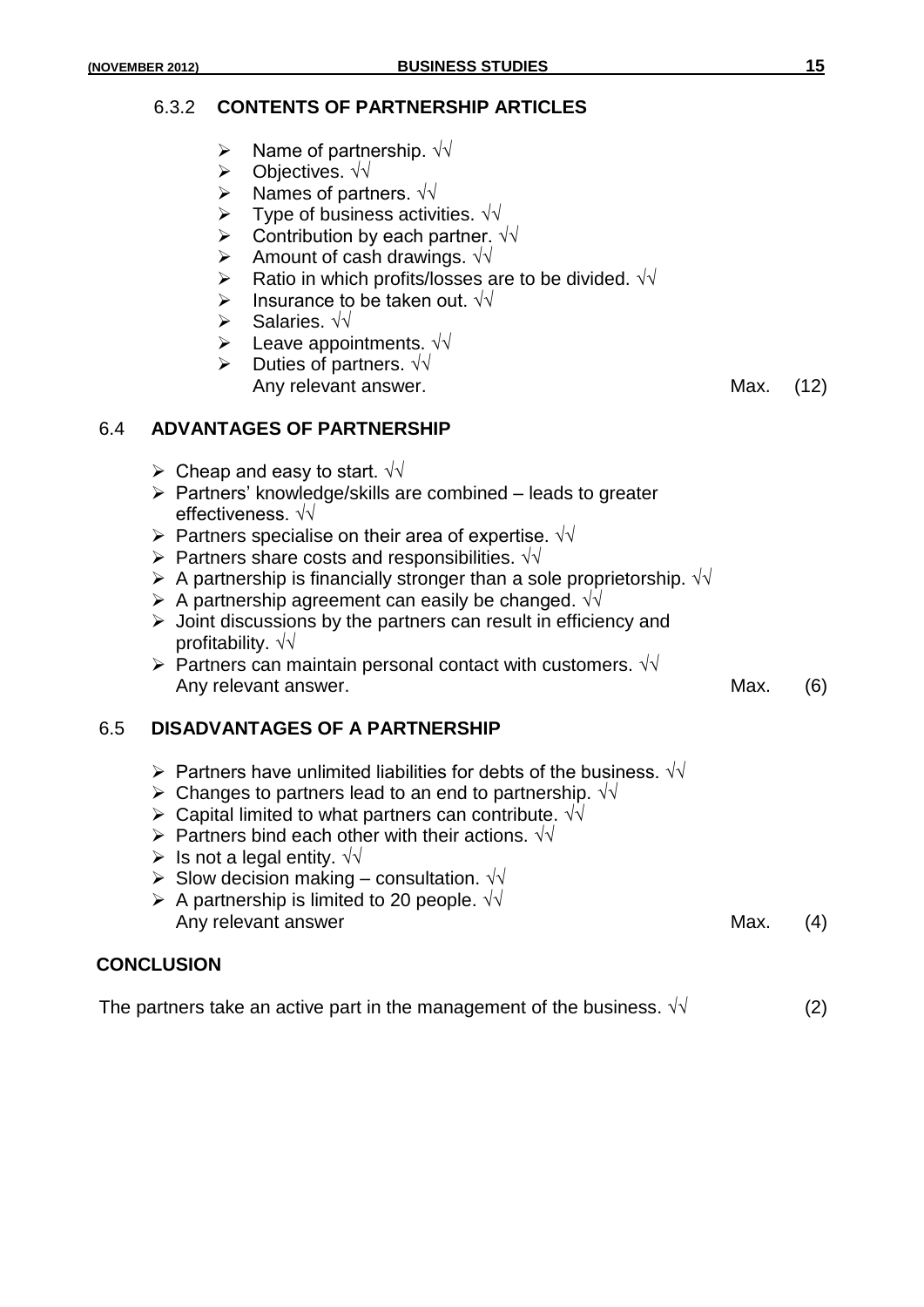### 6.3.2 CONTENTS OF PARTNERSHIP ARTICLES

- Name of partnership. √√
- Objectives. √√
- Names of partners. √√
- Type of business activities. √√
- Contribution by each partner. √√
- Amount of cash drawings. √√
- Ratio in which profits/losses are to be divided. √√
- Insurance to be taken out. √√
- Salaries. √√
- Leave appointments. √√
- Duties of partners. √√

Any relevant answer. Max. (12)

## 6.4 ADVANTAGES OF PARTNERSHIP

- Cheap and easy to start. √√
- Partners' knowledge/skills are combined – leads to greater effectiveness. √√
- Partners specialise on their area of expertise. √√
- Partners share costs and responsibilities. √√
- A partnership is financially stronger than a sole proprietorship. √√
- A partnership agreement can easily be changed. √√
- Joint discussions by the partners can result in efficiency and profitability. √√
- Partners can maintain personal contact with customers. √√

Any relevant answer. Max. (6)

## 6.5 DISADVANTAGES OF A PARTNERSHIP

- Partners have unlimited liabilities for debts of the business. √√
- Changes to partners lead to an end to partnership. √√
- Capital limited to what partners can contribute. √√
- Partners bind each other with their actions. √√
- Is not a legal entity. √√
- Slow decision making – consultation. √√
- A partnership is limited to 20 people. √√

Any relevant answer Max. (4)

## CONCLUSION

The partners take an active part in the management of the business. √√ (2)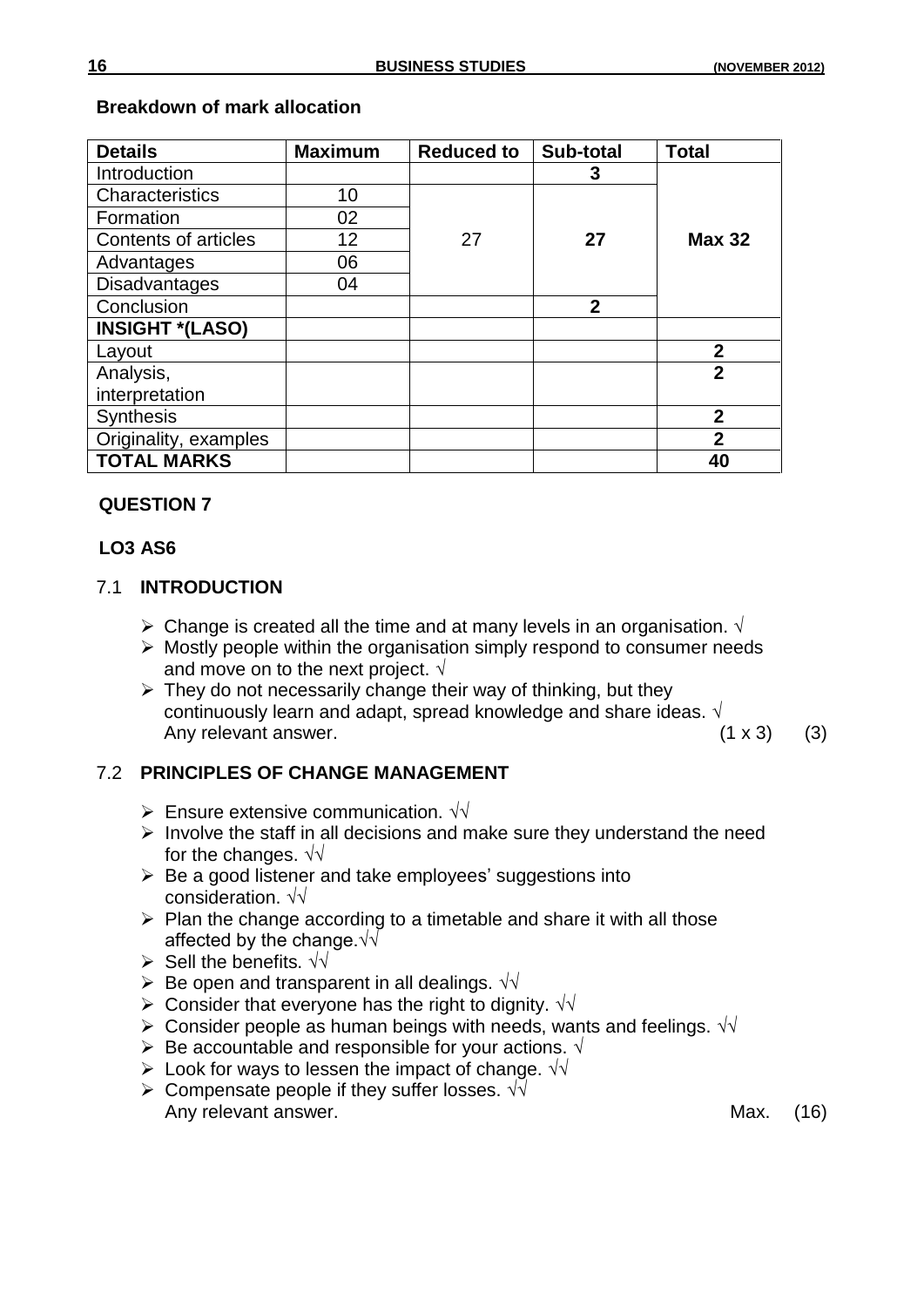**Breakdown of mark allocation**

| Details | Maximum | Reduced to | Sub-total | Total |
|---|---|---|---|---|
| Introduction | | | **3** | **Max 32** |
| Characteristics | 10 | 27 | **27** | |
| Formation | 02 | | | |
| Contents of articles | 12 | | | |
| Advantages | 06 | | | |
| Disadvantages | 04 | | | |
| Conclusion | | | **2** | |
| **INSIGHT *(LASO)** | | | | |
| Layout | | | | **2** |
| Analysis, interpretation | | | | **2** |
| Synthesis | | | | **2** |
| Originality, examples | | | | **2** |
| **TOTAL MARKS** | | | | **40** |

**QUESTION 7**

**LO3 AS6**

7.1 **INTRODUCTION**

- Change is created all the time and at many levels in an organisation. √
- Mostly people within the organisation simply respond to consumer needs and move on to the next project. √
- They do not necessarily change their way of thinking, but they continuously learn and adapt, spread knowledge and share ideas. √

Any relevant answer. (1 x 3) (3)

7.2 **PRINCIPLES OF CHANGE MANAGEMENT**

- Ensure extensive communication. √√
- Involve the staff in all decisions and make sure they understand the need for the changes. √√
- Be a good listener and take employees' suggestions into consideration. √√
- Plan the change according to a timetable and share it with all those affected by the change.√√
- Sell the benefits. √√
- Be open and transparent in all dealings. √√
- Consider that everyone has the right to dignity. √√
- Consider people as human beings with needs, wants and feelings. √√
- Be accountable and responsible for your actions. √
- Look for ways to lessen the impact of change. √√
- Compensate people if they suffer losses. √√

Any relevant answer. Max. (16)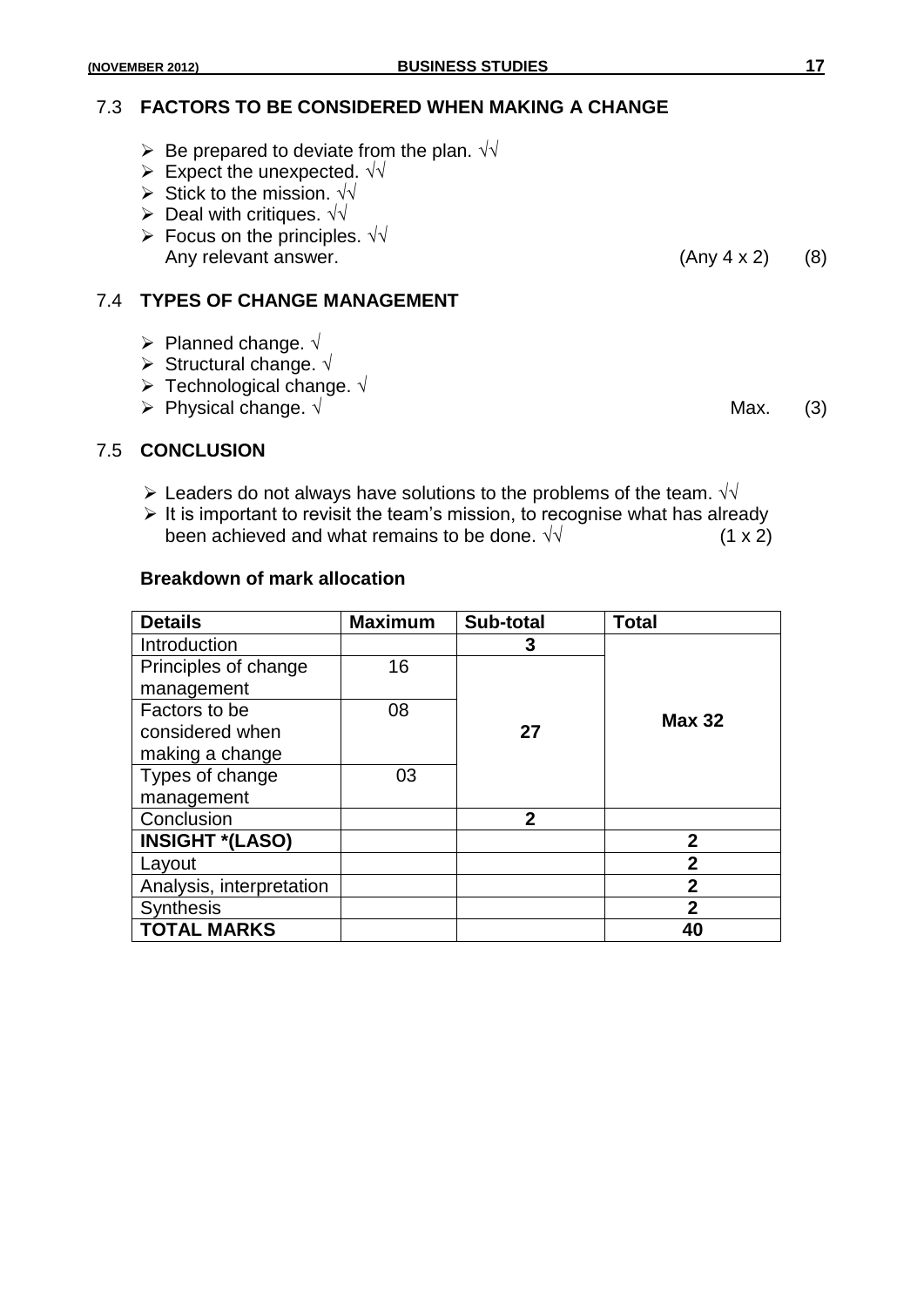## 7.3 FACTORS TO BE CONSIDERED WHEN MAKING A CHANGE

- Be prepared to deviate from the plan. √√
- Expect the unexpected. √√
- Stick to the mission. √√
- Deal with critiques. √√
- Focus on the principles. √√

  Any relevant answer. (Any 4 x 2) (8)

## 7.4 TYPES OF CHANGE MANAGEMENT

- Planned change. √
- Structural change. √
- Technological change. √
- Physical change. √ Max. (3)

## 7.5 CONCLUSION

- Leaders do not always have solutions to the problems of the team. √√
- It is important to revisit the team's mission, to recognise what has already been achieved and what remains to be done. √√ (1 x 2)

**Breakdown of mark allocation**

| **Details** | **Maximum** | **Sub-total** | **Total** |
|---|---|---|---|
| Introduction | | **3** | **Max 32** |
| Principles of change management | 16 | **27** | |
| Factors to be considered when making a change | 08 | | |
| Types of change management | 03 | | |
| Conclusion | | **2** | |
| **INSIGHT *(LASO)** | | | **2** |
| Layout | | | **2** |
| Analysis, interpretation | | | **2** |
| Synthesis | | | **2** |
| **TOTAL MARKS** | | | **40** |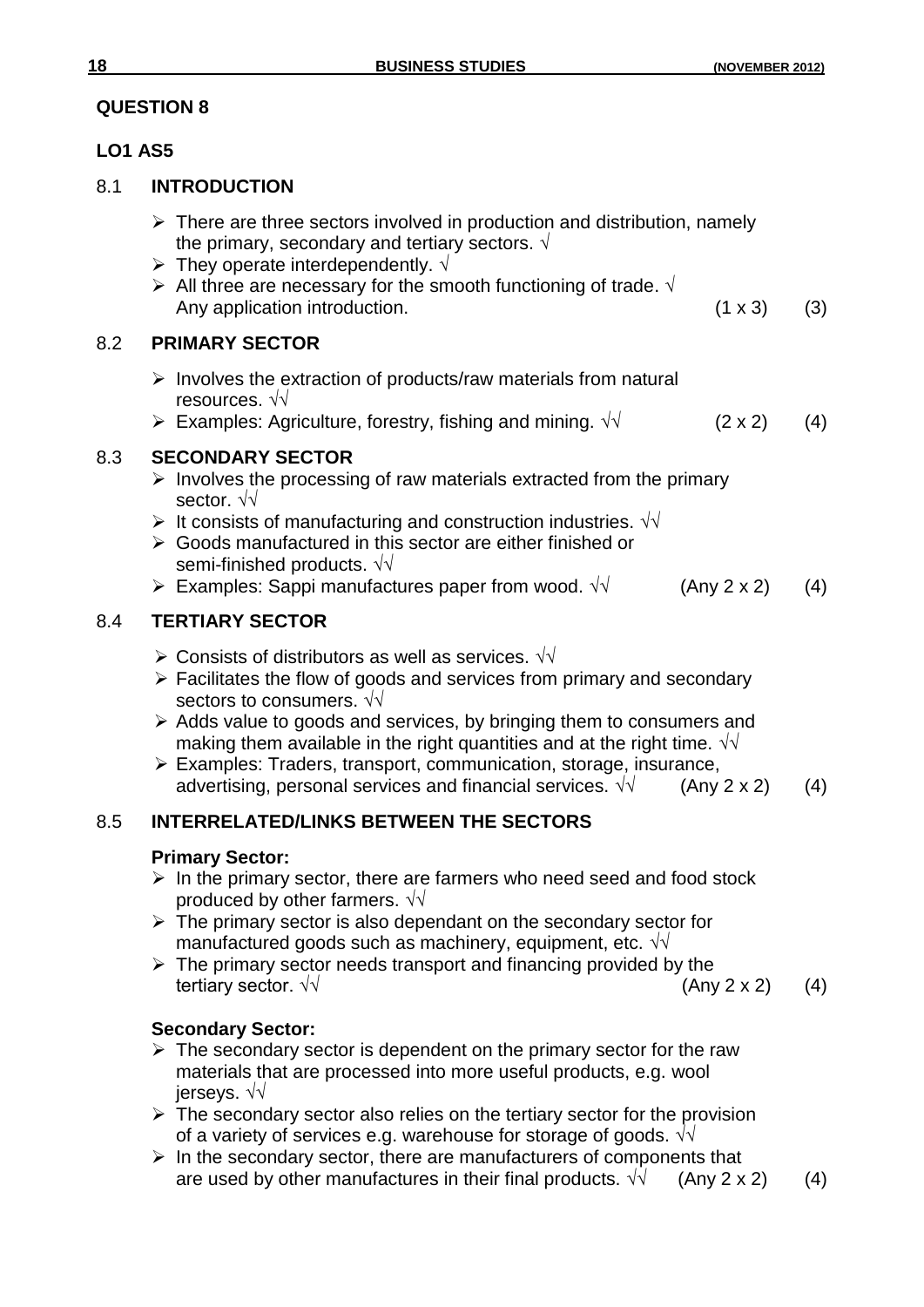## QUESTION 8

### LO1 AS5

### 8.1 INTRODUCTION

- There are three sectors involved in production and distribution, namely the primary, secondary and tertiary sectors. √
- They operate interdependently. √
- All three are necessary for the smooth functioning of trade. √

Any application introduction. (1 x 3) (3)

### 8.2 PRIMARY SECTOR

- Involves the extraction of products/raw materials from natural resources. √√
- Examples: Agriculture, forestry, fishing and mining. √√ (2 x 2) (4)

### 8.3 SECONDARY SECTOR

- Involves the processing of raw materials extracted from the primary sector. √√
- It consists of manufacturing and construction industries. √√
- Goods manufactured in this sector are either finished or semi-finished products. √√
- Examples: Sappi manufactures paper from wood. √√ (Any 2 x 2) (4)

### 8.4 TERTIARY SECTOR

- Consists of distributors as well as services. √√
- Facilitates the flow of goods and services from primary and secondary sectors to consumers. √√
- Adds value to goods and services, by bringing them to consumers and making them available in the right quantities and at the right time. √√
- Examples: Traders, transport, communication, storage, insurance, advertising, personal services and financial services. √√ (Any 2 x 2) (4)

### 8.5 INTERRELATED/LINKS BETWEEN THE SECTORS

**Primary Sector:**

- In the primary sector, there are farmers who need seed and food stock produced by other farmers. √√
- The primary sector is also dependant on the secondary sector for manufactured goods such as machinery, equipment, etc. √√
- The primary sector needs transport and financing provided by the tertiary sector. √√ (Any 2 x 2) (4)

**Secondary Sector:**

- The secondary sector is dependent on the primary sector for the raw materials that are processed into more useful products, e.g. wool jerseys. √√
- The secondary sector also relies on the tertiary sector for the provision of a variety of services e.g. warehouse for storage of goods. √√
- In the secondary sector, there are manufacturers of components that are used by other manufactures in their final products. √√ (Any 2 x 2) (4)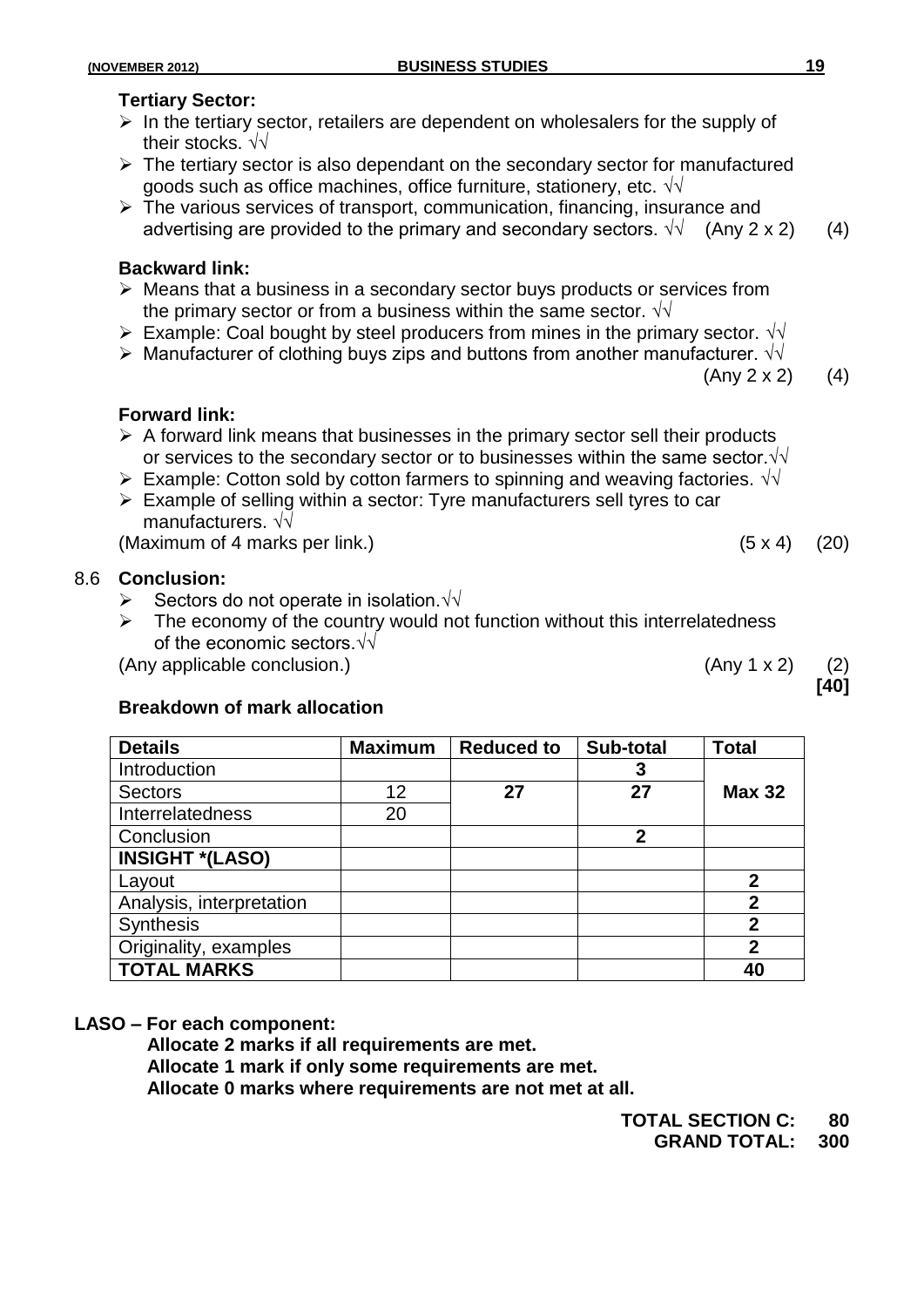**Tertiary Sector:**

- In the tertiary sector, retailers are dependent on wholesalers for the supply of their stocks. √√
- The tertiary sector is also dependant on the secondary sector for manufactured goods such as office machines, office furniture, stationery, etc. √√
- The various services of transport, communication, financing, insurance and advertising are provided to the primary and secondary sectors. √√ (Any 2 x 2) (4)

**Backward link:**

- Means that a business in a secondary sector buys products or services from the primary sector or from a business within the same sector. √√
- Example: Coal bought by steel producers from mines in the primary sector. √√
- Manufacturer of clothing buys zips and buttons from another manufacturer. √√

(Any 2 x 2) (4)

**Forward link:**

- A forward link means that businesses in the primary sector sell their products or services to the secondary sector or to businesses within the same sector.√√
- Example: Cotton sold by cotton farmers to spinning and weaving factories. √√
- Example of selling within a sector: Tyre manufacturers sell tyres to car manufacturers. √√

(Maximum of 4 marks per link.) (5 x 4) (20)

8.6 **Conclusion:**

- Sectors do not operate in isolation.√√
- The economy of the country would not function without this interrelatedness of the economic sectors.√√

(Any applicable conclusion.) (Any 1 x 2) (2)

**[40]**

**Breakdown of mark allocation**

| Details | Maximum | Reduced to | Sub-total | Total |
|---|---|---|---|---|
| Introduction | | | 3 | |
| Sectors | 12 | **27** | **27** | **Max 32** |
| Interrelatedness | 20 | | | |
| Conclusion | | | **2** | |
| **INSIGHT *(LASO)** | | | | |
| Layout | | | | **2** |
| Analysis, interpretation | | | | **2** |
| Synthesis | | | | **2** |
| Originality, examples | | | | **2** |
| **TOTAL MARKS** | | | | **40** |

**LASO – For each component:**

**Allocate 2 marks if all requirements are met.**
**Allocate 1 mark if only some requirements are met.**
**Allocate 0 marks where requirements are not met at all.**

**TOTAL SECTION C: 80**
**GRAND TOTAL: 300**